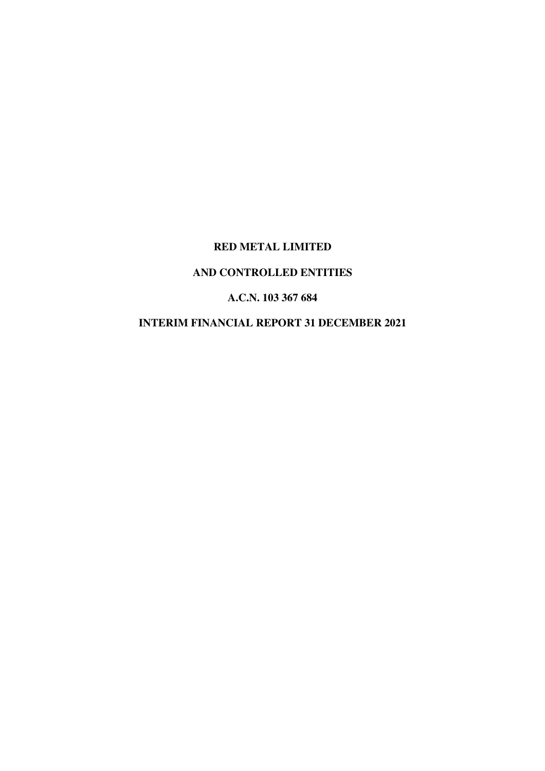# RED METAL LIMITED

# AND CONTROLLED ENTITIES

# A.C.N. 103 367 684

# INTERIM FINANCIAL REPORT 31 DECEMBER 2021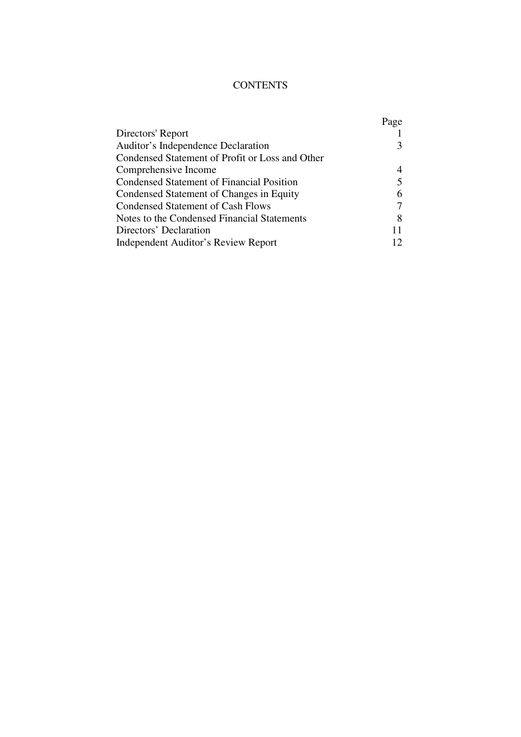# CONTENTS

| | Page |
|---|---|
| Directors' Report | 1 |
| Auditor's Independence Declaration | 3 |
| Condensed Statement of Profit or Loss and Other Comprehensive Income | 4 |
| Condensed Statement of Financial Position | 5 |
| Condensed Statement of Changes in Equity | 6 |
| Condensed Statement of Cash Flows | 7 |
| Notes to the Condensed Financial Statements | 8 |
| Directors' Declaration | 11 |
| Independent Auditor's Review Report | 12 |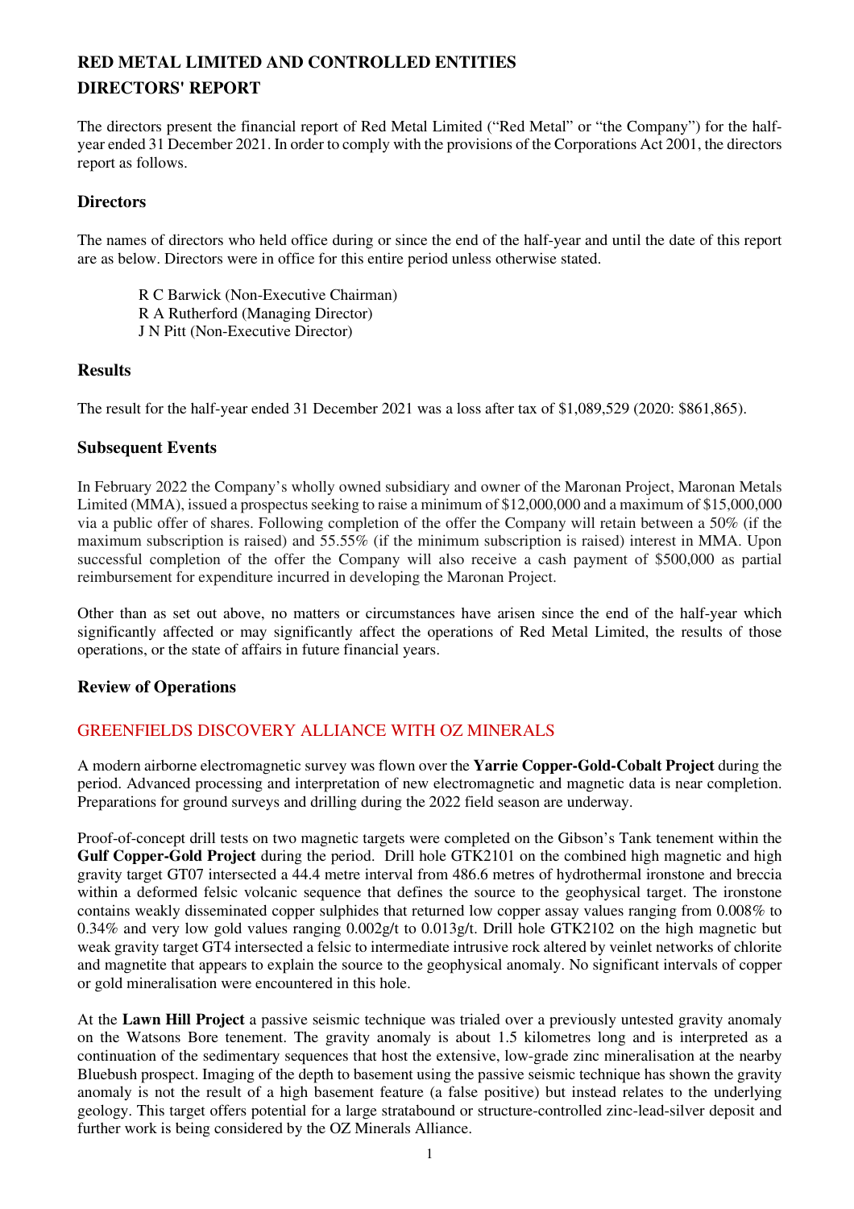# RED METAL LIMITED AND CONTROLLED ENTITIES

# DIRECTORS' REPORT

The directors present the financial report of Red Metal Limited ("Red Metal" or "the Company") for the half-year ended 31 December 2021. In order to comply with the provisions of the Corporations Act 2001, the directors report as follows.

## Directors

The names of directors who held office during or since the end of the half-year and until the date of this report are as below. Directors were in office for this entire period unless otherwise stated.

R C Barwick (Non-Executive Chairman)
R A Rutherford (Managing Director)
J N Pitt (Non-Executive Director)

## Results

The result for the half-year ended 31 December 2021 was a loss after tax of $1,089,529 (2020: $861,865).

## Subsequent Events

In February 2022 the Company's wholly owned subsidiary and owner of the Maronan Project, Maronan Metals Limited (MMA), issued a prospectus seeking to raise a minimum of $12,000,000 and a maximum of $15,000,000 via a public offer of shares. Following completion of the offer the Company will retain between a 50% (if the maximum subscription is raised) and 55.55% (if the minimum subscription is raised) interest in MMA. Upon successful completion of the offer the Company will also receive a cash payment of $500,000 as partial reimbursement for expenditure incurred in developing the Maronan Project.

Other than as set out above, no matters or circumstances have arisen since the end of the half-year which significantly affected or may significantly affect the operations of Red Metal Limited, the results of those operations, or the state of affairs in future financial years.

## Review of Operations

### GREENFIELDS DISCOVERY ALLIANCE WITH OZ MINERALS

A modern airborne electromagnetic survey was flown over the **Yarrie Copper-Gold-Cobalt Project** during the period. Advanced processing and interpretation of new electromagnetic and magnetic data is near completion. Preparations for ground surveys and drilling during the 2022 field season are underway.

Proof-of-concept drill tests on two magnetic targets were completed on the Gibson's Tank tenement within the **Gulf Copper-Gold Project** during the period. Drill hole GTK2101 on the combined high magnetic and high gravity target GT07 intersected a 44.4 metre interval from 486.6 metres of hydrothermal ironstone and breccia within a deformed felsic volcanic sequence that defines the source to the geophysical target. The ironstone contains weakly disseminated copper sulphides that returned low copper assay values ranging from 0.008% to 0.34% and very low gold values ranging 0.002g/t to 0.013g/t. Drill hole GTK2102 on the high magnetic but weak gravity target GT4 intersected a felsic to intermediate intrusive rock altered by veinlet networks of chlorite and magnetite that appears to explain the source to the geophysical anomaly. No significant intervals of copper or gold mineralisation were encountered in this hole.

At the **Lawn Hill Project** a passive seismic technique was trialed over a previously untested gravity anomaly on the Watsons Bore tenement. The gravity anomaly is about 1.5 kilometres long and is interpreted as a continuation of the sedimentary sequences that host the extensive, low-grade zinc mineralisation at the nearby Bluebush prospect. Imaging of the depth to basement using the passive seismic technique has shown the gravity anomaly is not the result of a high basement feature (a false positive) but instead relates to the underlying geology. This target offers potential for a large stratabound or structure-controlled zinc-lead-silver deposit and further work is being considered by the OZ Minerals Alliance.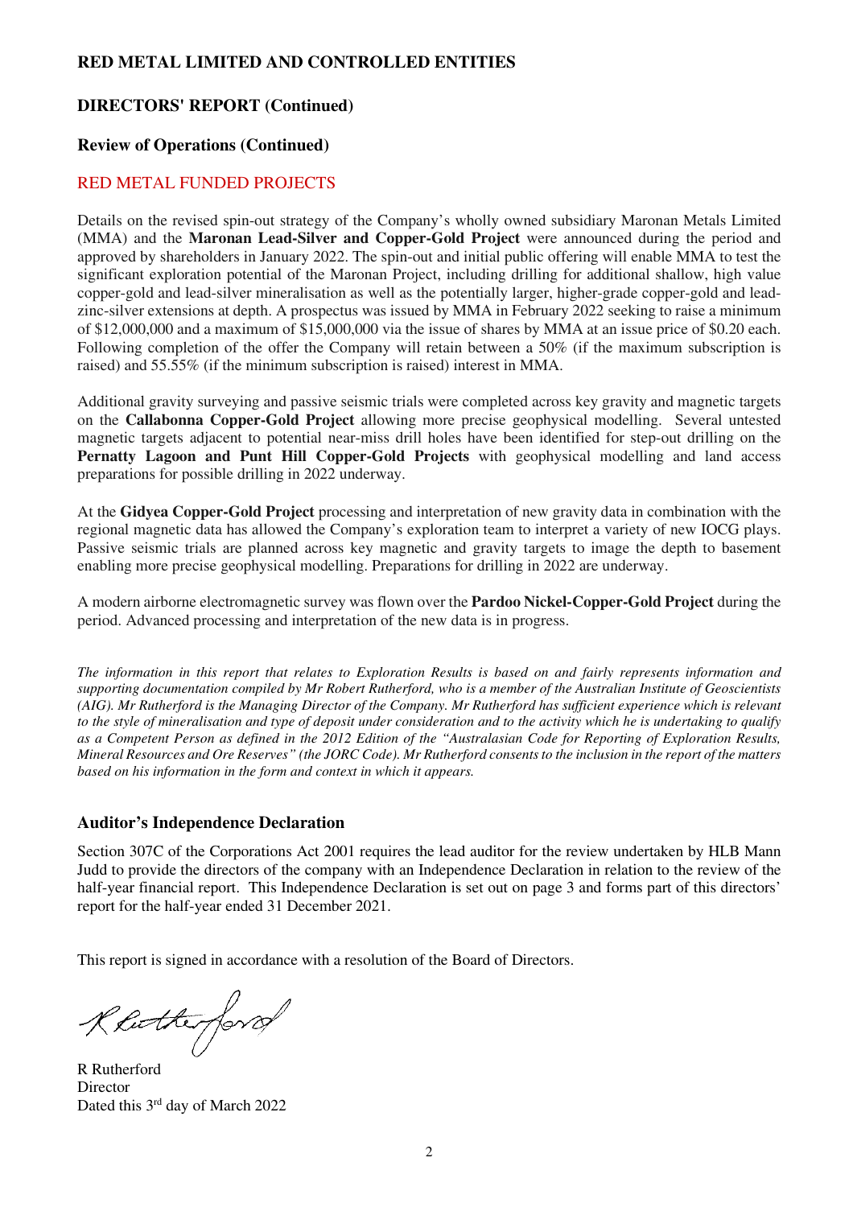# RED METAL LIMITED AND CONTROLLED ENTITIES

## DIRECTORS' REPORT (Continued)

### Review of Operations (Continued)

### RED METAL FUNDED PROJECTS

Details on the revised spin-out strategy of the Company's wholly owned subsidiary Maronan Metals Limited (MMA) and the **Maronan Lead-Silver and Copper-Gold Project** were announced during the period and approved by shareholders in January 2022. The spin-out and initial public offering will enable MMA to test the significant exploration potential of the Maronan Project, including drilling for additional shallow, high value copper-gold and lead-silver mineralisation as well as the potentially larger, higher-grade copper-gold and lead-zinc-silver extensions at depth. A prospectus was issued by MMA in February 2022 seeking to raise a minimum of $12,000,000 and a maximum of $15,000,000 via the issue of shares by MMA at an issue price of $0.20 each. Following completion of the offer the Company will retain between a 50% (if the maximum subscription is raised) and 55.55% (if the minimum subscription is raised) interest in MMA.

Additional gravity surveying and passive seismic trials were completed across key gravity and magnetic targets on the **Callabonna Copper-Gold Project** allowing more precise geophysical modelling. Several untested magnetic targets adjacent to potential near-miss drill holes have been identified for step-out drilling on the **Pernatty Lagoon and Punt Hill Copper-Gold Projects** with geophysical modelling and land access preparations for possible drilling in 2022 underway.

At the **Gidyea Copper-Gold Project** processing and interpretation of new gravity data in combination with the regional magnetic data has allowed the Company's exploration team to interpret a variety of new IOCG plays. Passive seismic trials are planned across key magnetic and gravity targets to image the depth to basement enabling more precise geophysical modelling. Preparations for drilling in 2022 are underway.

A modern airborne electromagnetic survey was flown over the **Pardoo Nickel-Copper-Gold Project** during the period. Advanced processing and interpretation of the new data is in progress.

*The information in this report that relates to Exploration Results is based on and fairly represents information and supporting documentation compiled by Mr Robert Rutherford, who is a member of the Australian Institute of Geoscientists (AIG). Mr Rutherford is the Managing Director of the Company. Mr Rutherford has sufficient experience which is relevant to the style of mineralisation and type of deposit under consideration and to the activity which he is undertaking to qualify as a Competent Person as defined in the 2012 Edition of the "Australasian Code for Reporting of Exploration Results, Mineral Resources and Ore Reserves" (the JORC Code). Mr Rutherford consents to the inclusion in the report of the matters based on his information in the form and context in which it appears.*

### Auditor's Independence Declaration

Section 307C of the Corporations Act 2001 requires the lead auditor for the review undertaken by HLB Mann Judd to provide the directors of the company with an Independence Declaration in relation to the review of the half-year financial report. This Independence Declaration is set out on page 3 and forms part of this directors' report for the half-year ended 31 December 2021.

This report is signed in accordance with a resolution of the Board of Directors.

R Rutherford
Director
Dated this 3rd day of March 2022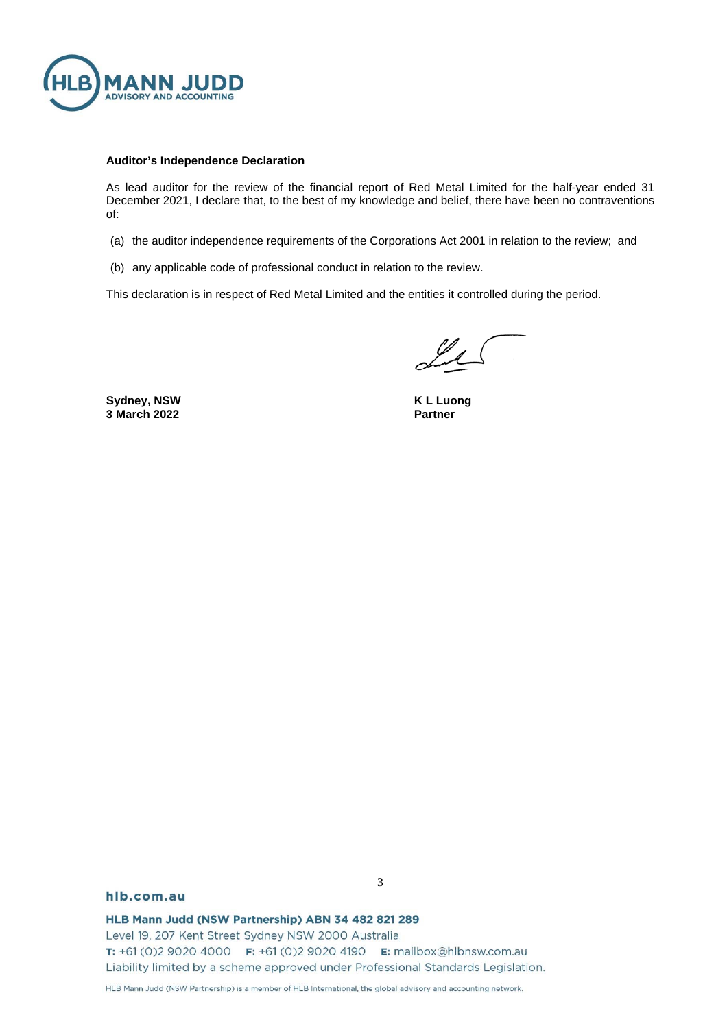**Auditor's Independence Declaration**

As lead auditor for the review of the financial report of Red Metal Limited for the half-year ended 31 December 2021, I declare that, to the best of my knowledge and belief, there have been no contraventions of:

(a) the auditor independence requirements of the Corporations Act 2001 in relation to the review; and

(b) any applicable code of professional conduct in relation to the review.

This declaration is in respect of Red Metal Limited and the entities it controlled during the period.

**Sydney, NSW**
**3 March 2022**

**K L Luong**
**Partner**

hlb.com.au

**HLB Mann Judd (NSW Partnership) ABN 34 482 821 289**
Level 19, 207 Kent Street Sydney NSW 2000 Australia
**T:** +61 (0)2 9020 4000 **F:** +61 (0)2 9020 4190 **E:** mailbox@hlbnsw.com.au
Liability limited by a scheme approved under Professional Standards Legislation.

HLB Mann Judd (NSW Partnership) is a member of HLB International, the global advisory and accounting network.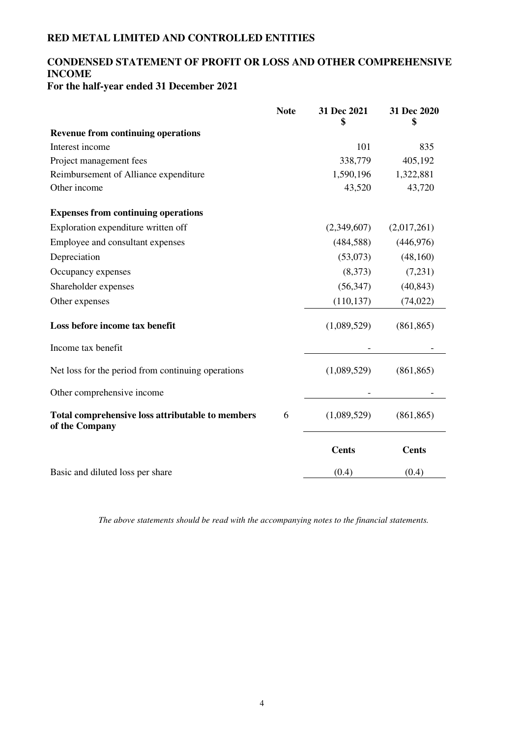# RED METAL LIMITED AND CONTROLLED ENTITIES

## CONDENSED STATEMENT OF PROFIT OR LOSS AND OTHER COMPREHENSIVE INCOME

### For the half-year ended 31 December 2021

| | Note | 31 Dec 2021 $ | 31 Dec 2020 $ |
|---|---|---|---|
| **Revenue from continuing operations** | | | |
| Interest income | | 101 | 835 |
| Project management fees | | 338,779 | 405,192 |
| Reimbursement of Alliance expenditure | | 1,590,196 | 1,322,881 |
| Other income | | 43,520 | 43,720 |
| **Expenses from continuing operations** | | | |
| Exploration expenditure written off | | (2,349,607) | (2,017,261) |
| Employee and consultant expenses | | (484,588) | (446,976) |
| Depreciation | | (53,073) | (48,160) |
| Occupancy expenses | | (8,373) | (7,231) |
| Shareholder expenses | | (56,347) | (40,843) |
| Other expenses | | (110,137) | (74,022) |
| **Loss before income tax benefit** | | (1,089,529) | (861,865) |
| Income tax benefit | | - | - |
| Net loss for the period from continuing operations | | (1,089,529) | (861,865) |
| Other comprehensive income | | - | - |
| **Total comprehensive loss attributable to members of the Company** | 6 | (1,089,529) | (861,865) |
| | | **Cents** | **Cents** |
| Basic and diluted loss per share | | (0.4) | (0.4) |

*The above statements should be read with the accompanying notes to the financial statements.*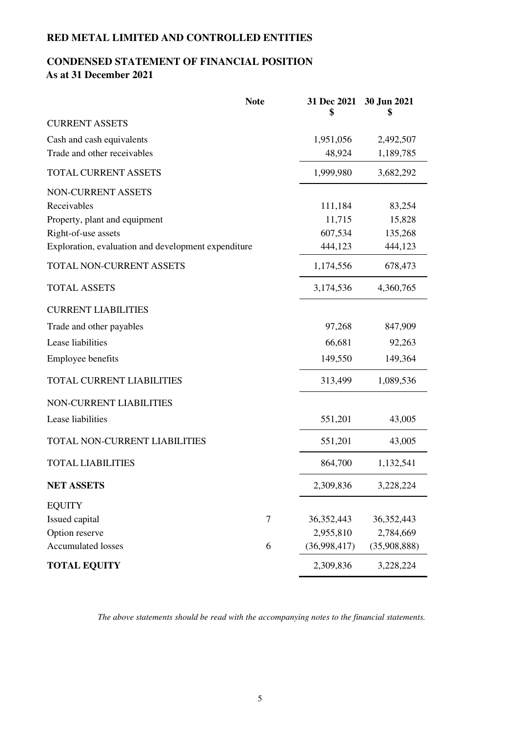# RED METAL LIMITED AND CONTROLLED ENTITIES

## CONDENSED STATEMENT OF FINANCIAL POSITION
**As at 31 December 2021**

| | Note | 31 Dec 2021 $ | 30 Jun 2021 $ |
|---|---|---|---|
| CURRENT ASSETS | | | |
| Cash and cash equivalents | | 1,951,056 | 2,492,507 |
| Trade and other receivables | | 48,924 | 1,189,785 |
| TOTAL CURRENT ASSETS | | 1,999,980 | 3,682,292 |
| NON-CURRENT ASSETS | | | |
| Receivables | | 111,184 | 83,254 |
| Property, plant and equipment | | 11,715 | 15,828 |
| Right-of-use assets | | 607,534 | 135,268 |
| Exploration, evaluation and development expenditure | | 444,123 | 444,123 |
| TOTAL NON-CURRENT ASSETS | | 1,174,556 | 678,473 |
| TOTAL ASSETS | | 3,174,536 | 4,360,765 |
| CURRENT LIABILITIES | | | |
| Trade and other payables | | 97,268 | 847,909 |
| Lease liabilities | | 66,681 | 92,263 |
| Employee benefits | | 149,550 | 149,364 |
| TOTAL CURRENT LIABILITIES | | 313,499 | 1,089,536 |
| NON-CURRENT LIABILITIES | | | |
| Lease liabilities | | 551,201 | 43,005 |
| TOTAL NON-CURRENT LIABILITIES | | 551,201 | 43,005 |
| TOTAL LIABILITIES | | 864,700 | 1,132,541 |
| **NET ASSETS** | | 2,309,836 | 3,228,224 |
| EQUITY | | | |
| Issued capital | 7 | 36,352,443 | 36,352,443 |
| Option reserve | | 2,955,810 | 2,784,669 |
| Accumulated losses | 6 | (36,998,417) | (35,908,888) |
| **TOTAL EQUITY** | | 2,309,836 | 3,228,224 |

*The above statements should be read with the accompanying notes to the financial statements.*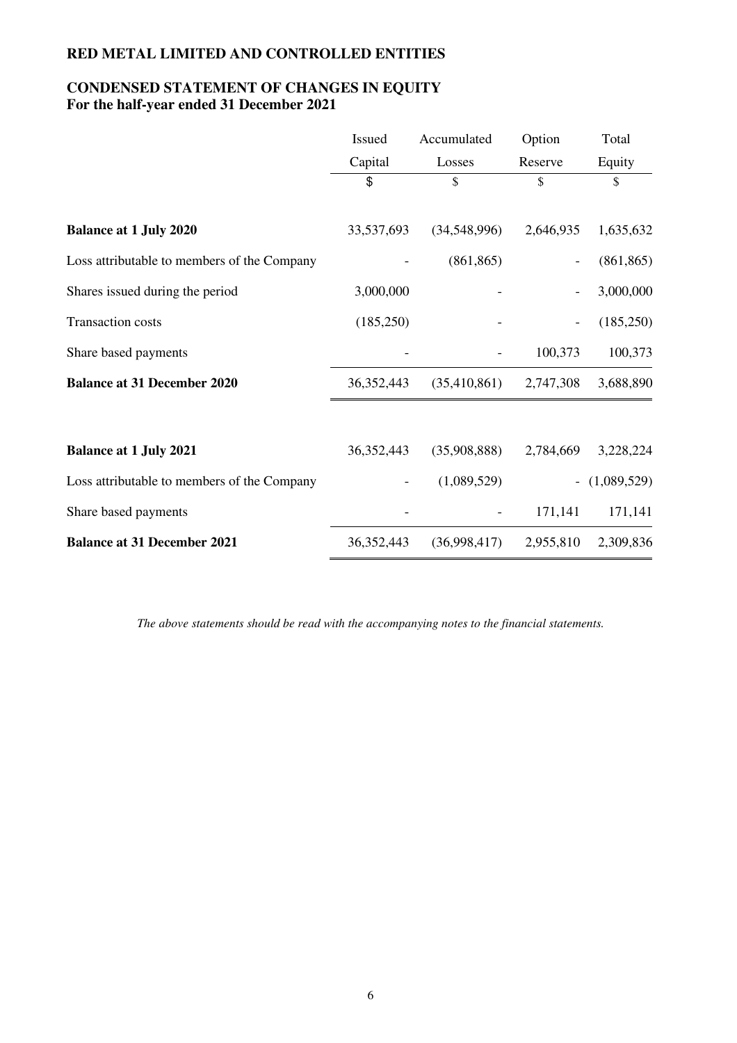# RED METAL LIMITED AND CONTROLLED ENTITIES

## CONDENSED STATEMENT OF CHANGES IN EQUITY
**For the half-year ended 31 December 2021**

| | Issued Capital | Accumulated Losses | Option Reserve | Total Equity |
|---|---|---|---|---|
| | $ | $ | $ | $ |
| **Balance at 1 July 2020** | 33,537,693 | (34,548,996) | 2,646,935 | 1,635,632 |
| Loss attributable to members of the Company | - | (861,865) | - | (861,865) |
| Shares issued during the period | 3,000,000 | - | - | 3,000,000 |
| Transaction costs | (185,250) | - | - | (185,250) |
| Share based payments | - | - | 100,373 | 100,373 |
| **Balance at 31 December 2020** | 36,352,443 | (35,410,861) | 2,747,308 | 3,688,890 |
| | | | | |
| **Balance at 1 July 2021** | 36,352,443 | (35,908,888) | 2,784,669 | 3,228,224 |
| Loss attributable to members of the Company | - | (1,089,529) | - | (1,089,529) |
| Share based payments | - | - | 171,141 | 171,141 |
| **Balance at 31 December 2021** | 36,352,443 | (36,998,417) | 2,955,810 | 2,309,836 |

*The above statements should be read with the accompanying notes to the financial statements.*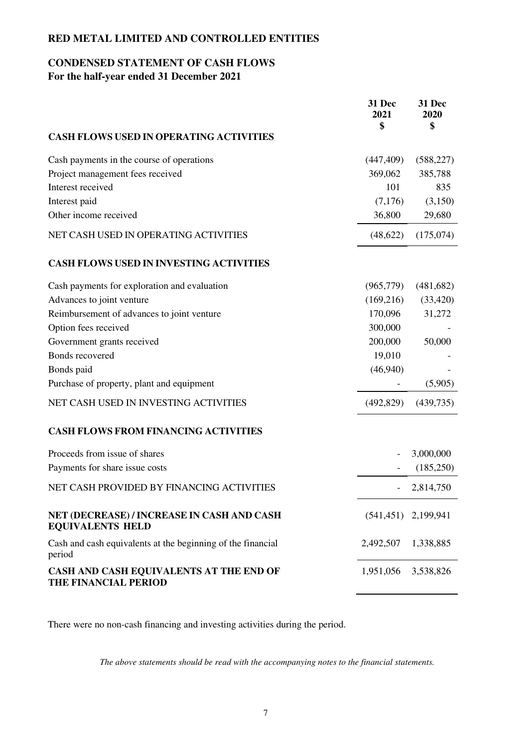# RED METAL LIMITED AND CONTROLLED ENTITIES

## CONDENSED STATEMENT OF CASH FLOWS
**For the half-year ended 31 December 2021**

| | 31 Dec 2021 $ | 31 Dec 2020 $ |
|---|---|---|
| **CASH FLOWS USED IN OPERATING ACTIVITIES** | | |
| Cash payments in the course of operations | (447,409) | (588,227) |
| Project management fees received | 369,062 | 385,788 |
| Interest received | 101 | 835 |
| Interest paid | (7,176) | (3,150) |
| Other income received | 36,800 | 29,680 |
| NET CASH USED IN OPERATING ACTIVITIES | (48,622) | (175,074) |
| **CASH FLOWS USED IN INVESTING ACTIVITIES** | | |
| Cash payments for exploration and evaluation | (965,779) | (481,682) |
| Advances to joint venture | (169,216) | (33,420) |
| Reimbursement of advances to joint venture | 170,096 | 31,272 |
| Option fees received | 300,000 | - |
| Government grants received | 200,000 | 50,000 |
| Bonds recovered | 19,010 | - |
| Bonds paid | (46,940) | - |
| Purchase of property, plant and equipment | - | (5,905) |
| NET CASH USED IN INVESTING ACTIVITIES | (492,829) | (439,735) |
| **CASH FLOWS FROM FINANCING ACTIVITIES** | | |
| Proceeds from issue of shares | - | 3,000,000 |
| Payments for share issue costs | - | (185,250) |
| NET CASH PROVIDED BY FINANCING ACTIVITIES | - | 2,814,750 |
| **NET (DECREASE) / INCREASE IN CASH AND CASH EQUIVALENTS HELD** | (541,451) | 2,199,941 |
| Cash and cash equivalents at the beginning of the financial period | 2,492,507 | 1,338,885 |
| **CASH AND CASH EQUIVALENTS AT THE END OF THE FINANCIAL PERIOD** | 1,951,056 | 3,538,826 |

There were no non-cash financing and investing activities during the period.

*The above statements should be read with the accompanying notes to the financial statements.*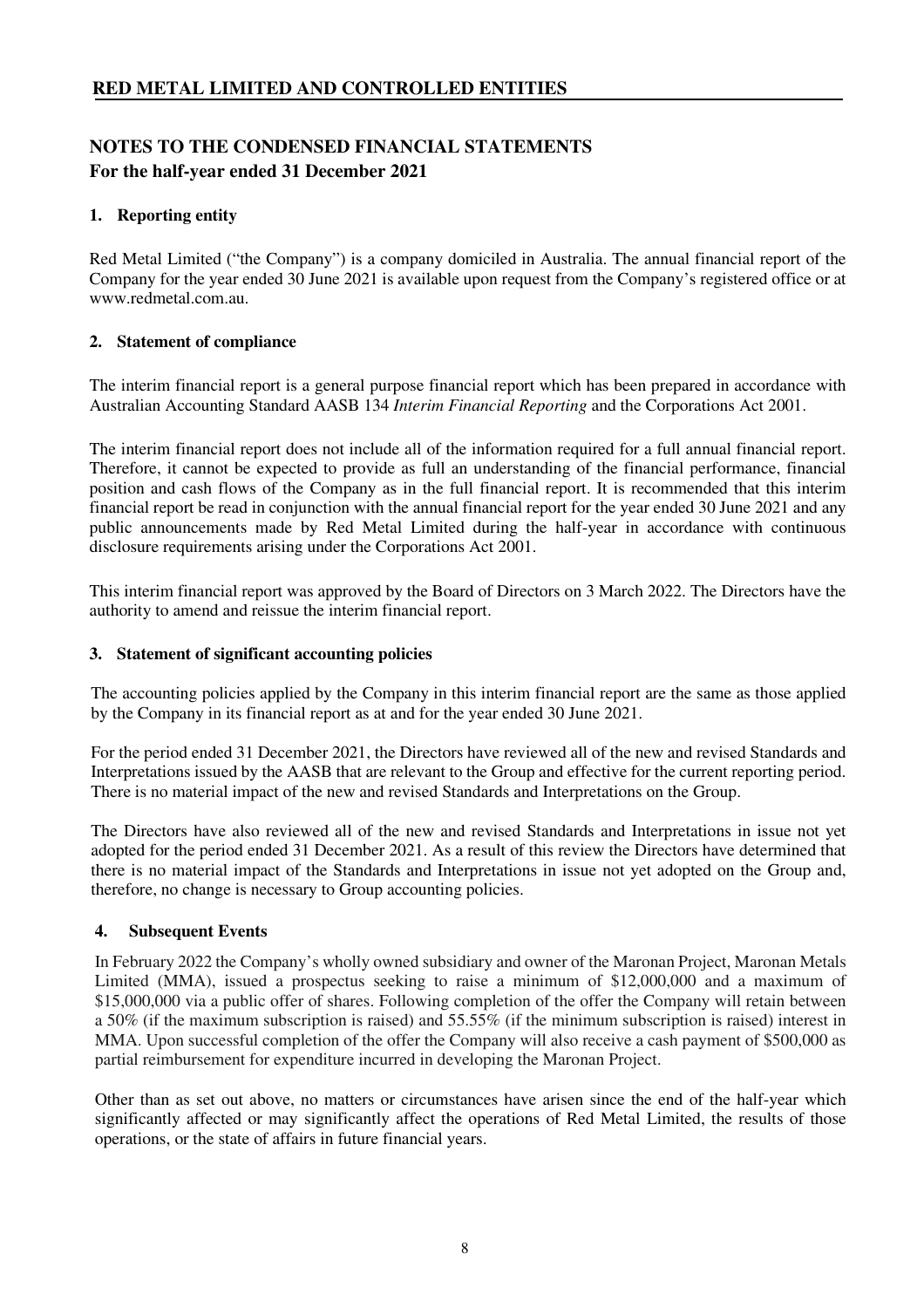# RED METAL LIMITED AND CONTROLLED ENTITIES

## NOTES TO THE CONDENSED FINANCIAL STATEMENTS
**For the half-year ended 31 December 2021**

### 1. Reporting entity

Red Metal Limited ("the Company") is a company domiciled in Australia. The annual financial report of the Company for the year ended 30 June 2021 is available upon request from the Company's registered office or at www.redmetal.com.au.

### 2. Statement of compliance

The interim financial report is a general purpose financial report which has been prepared in accordance with Australian Accounting Standard AASB 134 *Interim Financial Reporting* and the Corporations Act 2001.

The interim financial report does not include all of the information required for a full annual financial report. Therefore, it cannot be expected to provide as full an understanding of the financial performance, financial position and cash flows of the Company as in the full financial report. It is recommended that this interim financial report be read in conjunction with the annual financial report for the year ended 30 June 2021 and any public announcements made by Red Metal Limited during the half-year in accordance with continuous disclosure requirements arising under the Corporations Act 2001.

This interim financial report was approved by the Board of Directors on 3 March 2022. The Directors have the authority to amend and reissue the interim financial report.

### 3. Statement of significant accounting policies

The accounting policies applied by the Company in this interim financial report are the same as those applied by the Company in its financial report as at and for the year ended 30 June 2021.

For the period ended 31 December 2021, the Directors have reviewed all of the new and revised Standards and Interpretations issued by the AASB that are relevant to the Group and effective for the current reporting period. There is no material impact of the new and revised Standards and Interpretations on the Group.

The Directors have also reviewed all of the new and revised Standards and Interpretations in issue not yet adopted for the period ended 31 December 2021. As a result of this review the Directors have determined that there is no material impact of the Standards and Interpretations in issue not yet adopted on the Group and, therefore, no change is necessary to Group accounting policies.

### 4. Subsequent Events

In February 2022 the Company's wholly owned subsidiary and owner of the Maronan Project, Maronan Metals Limited (MMA), issued a prospectus seeking to raise a minimum of $12,000,000 and a maximum of $15,000,000 via a public offer of shares. Following completion of the offer the Company will retain between a 50% (if the maximum subscription is raised) and 55.55% (if the minimum subscription is raised) interest in MMA. Upon successful completion of the offer the Company will also receive a cash payment of $500,000 as partial reimbursement for expenditure incurred in developing the Maronan Project.

Other than as set out above, no matters or circumstances have arisen since the end of the half-year which significantly affected or may significantly affect the operations of Red Metal Limited, the results of those operations, or the state of affairs in future financial years.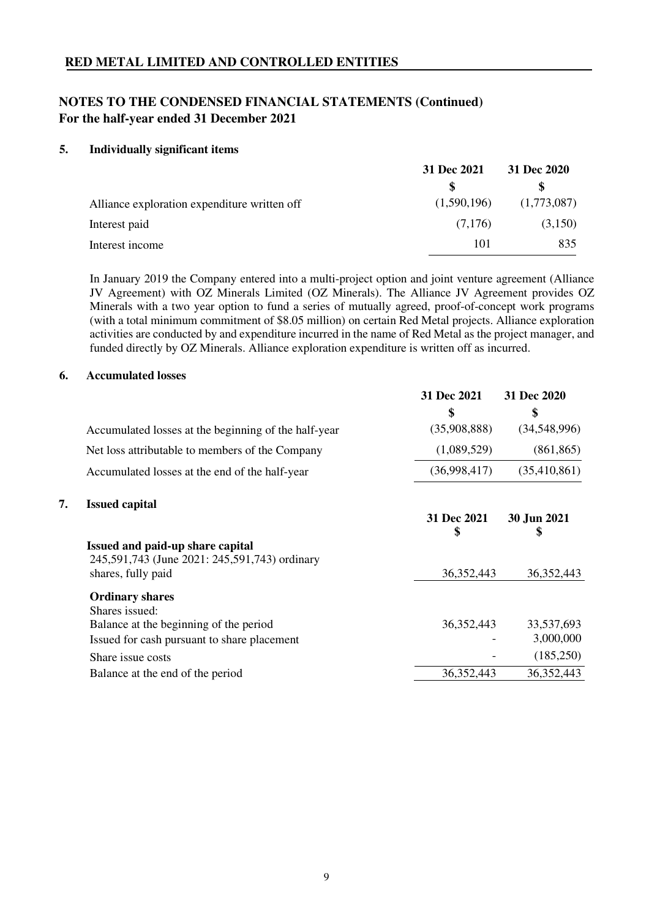## NOTES TO THE CONDENSED FINANCIAL STATEMENTS (Continued)
**For the half-year ended 31 December 2021**

### 5. Individually significant items

| | 31 Dec 2021 | 31 Dec 2020 |
|---|---|---|
| | $ | $ |
| Alliance exploration expenditure written off | (1,590,196) | (1,773,087) |
| Interest paid | (7,176) | (3,150) |
| Interest income | 101 | 835 |

In January 2019 the Company entered into a multi-project option and joint venture agreement (Alliance JV Agreement) with OZ Minerals Limited (OZ Minerals). The Alliance JV Agreement provides OZ Minerals with a two year option to fund a series of mutually agreed, proof-of-concept work programs (with a total minimum commitment of $8.05 million) on certain Red Metal projects. Alliance exploration activities are conducted by and expenditure incurred in the name of Red Metal as the project manager, and funded directly by OZ Minerals. Alliance exploration expenditure is written off as incurred.

### 6. Accumulated losses

| | 31 Dec 2021 | 31 Dec 2020 |
|---|---|---|
| | $ | $ |
| Accumulated losses at the beginning of the half-year | (35,908,888) | (34,548,996) |
| Net loss attributable to members of the Company | (1,089,529) | (861,865) |
| Accumulated losses at the end of the half-year | (36,998,417) | (35,410,861) |

### 7. Issued capital

| | 31 Dec 2021 $ | 30 Jun 2021 $ |
|---|---|---|
| **Issued and paid-up share capital** | | |
| 245,591,743 (June 2021: 245,591,743) ordinary shares, fully paid | 36,352,443 | 36,352,443 |
| **Ordinary shares** | | |
| Shares issued: | | |
| Balance at the beginning of the period | 36,352,443 | 33,537,693 |
| Issued for cash pursuant to share placement | - | 3,000,000 |
| Share issue costs | - | (185,250) |
| Balance at the end of the period | 36,352,443 | 36,352,443 |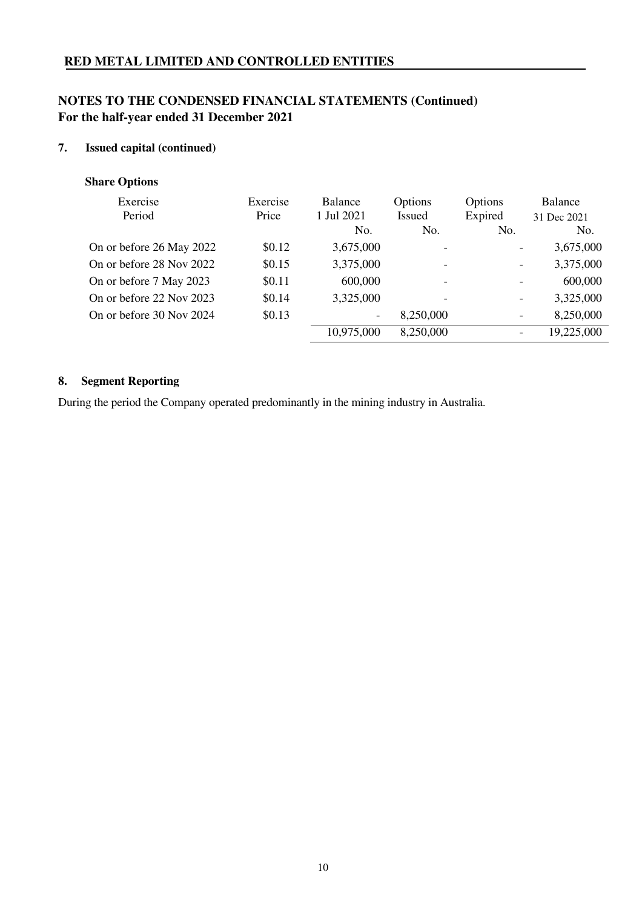## RED METAL LIMITED AND CONTROLLED ENTITIES

## NOTES TO THE CONDENSED FINANCIAL STATEMENTS (Continued)
**For the half-year ended 31 December 2021**

### 7. Issued capital (continued)

**Share Options**

| Exercise Period | Exercise Price | Balance 1 Jul 2021 No. | Options Issued No. | Options Expired No. | Balance 31 Dec 2021 No. |
|---|---|---|---|---|---|
| On or before 26 May 2022 | \$0.12 | 3,675,000 | - | - | 3,675,000 |
| On or before 28 Nov 2022 | \$0.15 | 3,375,000 | - | - | 3,375,000 |
| On or before 7 May 2023 | \$0.11 | 600,000 | - | - | 600,000 |
| On or before 22 Nov 2023 | \$0.14 | 3,325,000 | - | - | 3,325,000 |
| On or before 30 Nov 2024 | \$0.13 | - | 8,250,000 | - | 8,250,000 |
| | | 10,975,000 | 8,250,000 | - | 19,225,000 |

### 8. Segment Reporting

During the period the Company operated predominantly in the mining industry in Australia.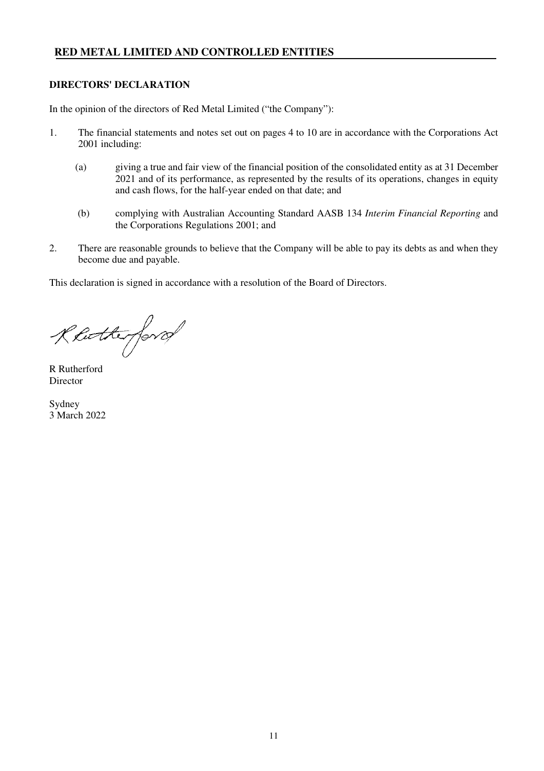## DIRECTORS' DECLARATION

In the opinion of the directors of Red Metal Limited ("the Company"):

1. The financial statements and notes set out on pages 4 to 10 are in accordance with the Corporations Act 2001 including:

   (a) giving a true and fair view of the financial position of the consolidated entity as at 31 December 2021 and of its performance, as represented by the results of its operations, changes in equity and cash flows, for the half-year ended on that date; and

   (b) complying with Australian Accounting Standard AASB 134 *Interim Financial Reporting* and the Corporations Regulations 2001; and

2. There are reasonable grounds to believe that the Company will be able to pay its debts as and when they become due and payable.

This declaration is signed in accordance with a resolution of the Board of Directors.

R Rutherford
Director

Sydney
3 March 2022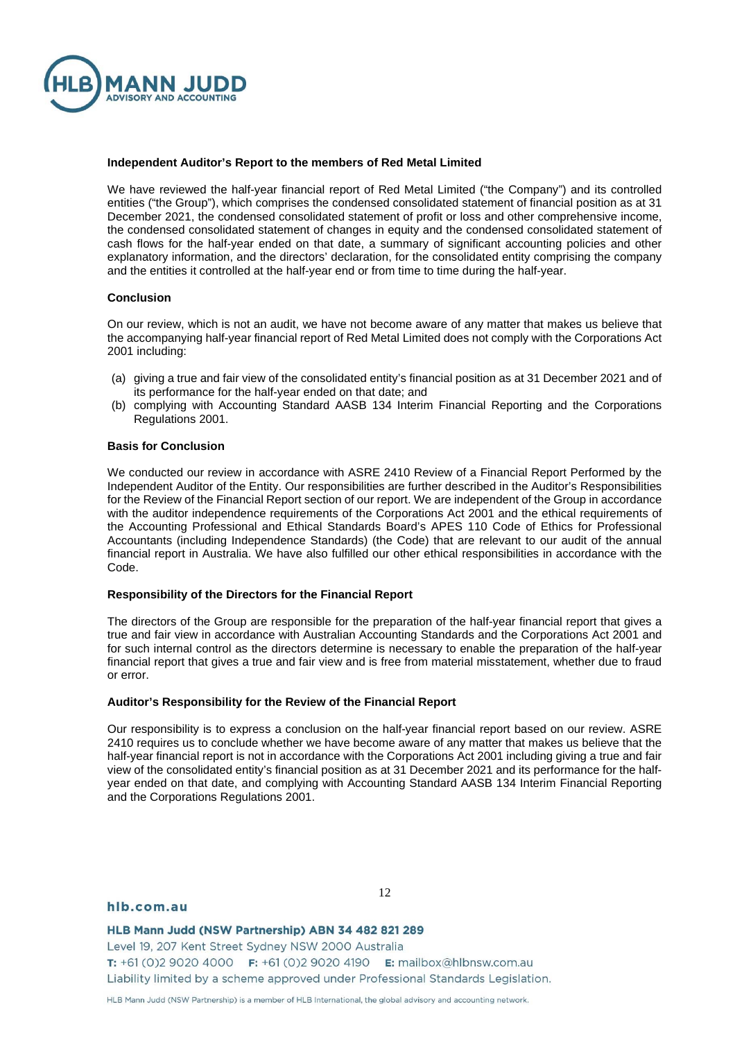## Independent Auditor's Report to the members of Red Metal Limited

We have reviewed the half-year financial report of Red Metal Limited ("the Company") and its controlled entities ("the Group"), which comprises the condensed consolidated statement of financial position as at 31 December 2021, the condensed consolidated statement of profit or loss and other comprehensive income, the condensed consolidated statement of changes in equity and the condensed consolidated statement of cash flows for the half-year ended on that date, a summary of significant accounting policies and other explanatory information, and the directors' declaration, for the consolidated entity comprising the company and the entities it controlled at the half-year end or from time to time during the half-year.

### Conclusion

On our review, which is not an audit, we have not become aware of any matter that makes us believe that the accompanying half-year financial report of Red Metal Limited does not comply with the Corporations Act 2001 including:

(a) giving a true and fair view of the consolidated entity's financial position as at 31 December 2021 and of its performance for the half-year ended on that date; and

(b) complying with Accounting Standard AASB 134 Interim Financial Reporting and the Corporations Regulations 2001.

### Basis for Conclusion

We conducted our review in accordance with ASRE 2410 Review of a Financial Report Performed by the Independent Auditor of the Entity. Our responsibilities are further described in the Auditor's Responsibilities for the Review of the Financial Report section of our report. We are independent of the Group in accordance with the auditor independence requirements of the Corporations Act 2001 and the ethical requirements of the Accounting Professional and Ethical Standards Board's APES 110 Code of Ethics for Professional Accountants (including Independence Standards) (the Code) that are relevant to our audit of the annual financial report in Australia. We have also fulfilled our other ethical responsibilities in accordance with the Code.

### Responsibility of the Directors for the Financial Report

The directors of the Group are responsible for the preparation of the half-year financial report that gives a true and fair view in accordance with Australian Accounting Standards and the Corporations Act 2001 and for such internal control as the directors determine is necessary to enable the preparation of the half-year financial report that gives a true and fair view and is free from material misstatement, whether due to fraud or error.

### Auditor's Responsibility for the Review of the Financial Report

Our responsibility is to express a conclusion on the half-year financial report based on our review. ASRE 2410 requires us to conclude whether we have become aware of any matter that makes us believe that the half-year financial report is not in accordance with the Corporations Act 2001 including giving a true and fair view of the consolidated entity's financial position as at 31 December 2021 and its performance for the half-year ended on that date, and complying with Accounting Standard AASB 134 Interim Financial Reporting and the Corporations Regulations 2001.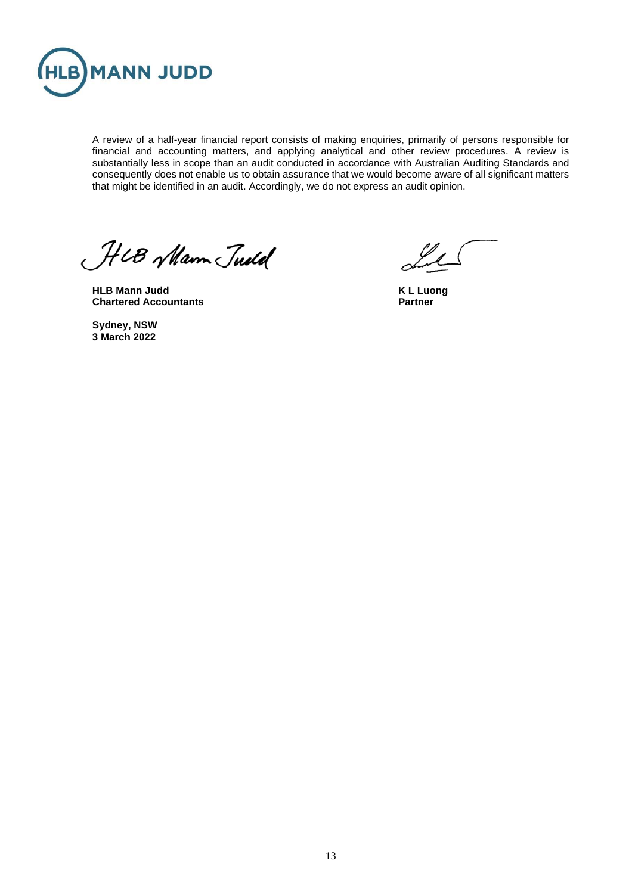A review of a half-year financial report consists of making enquiries, primarily of persons responsible for financial and accounting matters, and applying analytical and other review procedures. A review is substantially less in scope than an audit conducted in accordance with Australian Auditing Standards and consequently does not enable us to obtain assurance that we would become aware of all significant matters that might be identified in an audit. Accordingly, we do not express an audit opinion.

**HLB Mann Judd**
**Chartered Accountants**

**Sydney, NSW**
**3 March 2022**

**K L Luong**
**Partner**